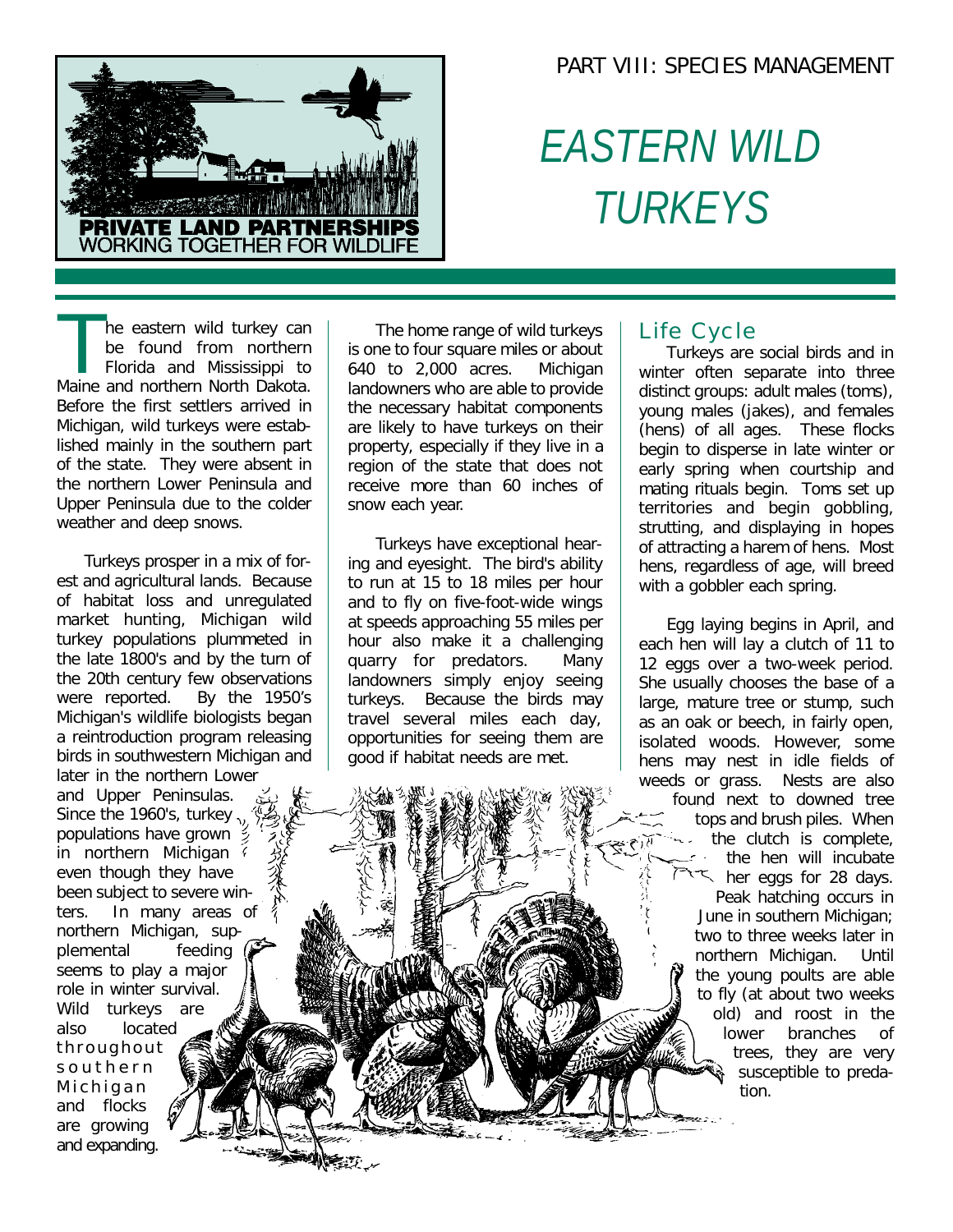PART VIII: SPECIES MANAGEMENT

# EASTERN WILD TURKEYS

The eastern wild turkey can be found from northern Florida and Mississippi to Maine and northern North Dakota. Before the first settlers arrived in Michigan, wild turkeys were established mainly in the southern part of the state. They were absent in the northern Lower Peninsula and Upper Peninsula due to the colder weather and deep snows.

Turkeys prosper in a mix of forest and agricultural lands. Because of habitat loss and unregulated market hunting, Michigan wild turkey populations plummeted in the late 1800's and by the turn of the 20th century few observations were reported. By the 1950's Michigan's wildlife biologists began a reintroduction program releasing birds in southwestern Michigan and later in the northern Lower and Upper Peninsulas. Since the 1960's, turkey populations have grown in northern Michigan even though they have been subject to severe winters. In many areas of northern Michigan, supplemental feeding seems to play a major role in winter survival. Wild turkeys are also located throughout southern Michigan and flocks are growing and expanding.

The home range of wild turkeys is one to four square miles or about 640 to 2,000 acres. Michigan landowners who are able to provide the necessary habitat components are likely to have turkeys on their property, especially if they live in a region of the state that does not receive more than 60 inches of snow each year.

Turkeys have exceptional hearing and eyesight. The bird's ability to run at 15 to 18 miles per hour and to fly on five-foot-wide wings at speeds approaching 55 miles per hour also make it a challenging quarry for predators. Many landowners simply enjoy seeing turkeys. Because the birds may travel several miles each day, opportunities for seeing them are good if habitat needs are met.

## Life Cycle

Turkeys are social birds and in winter often separate into three distinct groups: adult males (toms), young males (jakes), and females (hens) of all ages. These flocks begin to disperse in late winter or early spring when courtship and mating rituals begin. Toms set up territories and begin gobbling, strutting, and displaying in hopes of attracting a harem of hens. Most hens, regardless of age, will breed with a gobbler each spring.

Egg laying begins in April, and each hen will lay a clutch of 11 to 12 eggs over a two-week period. She usually chooses the base of a large, mature tree or stump, such as an oak or beech, in fairly open, isolated woods. However, some hens may nest in idle fields of weeds or grass. Nests are also found next to downed tree tops and brush piles. When the clutch is complete, the hen will incubate her eggs for 28 days. Peak hatching occurs in June in southern Michigan; two to three weeks later in northern Michigan. Until the young poults are able to fly (at about two weeks old) and roost in the lower branches of trees, they are very susceptible to predation.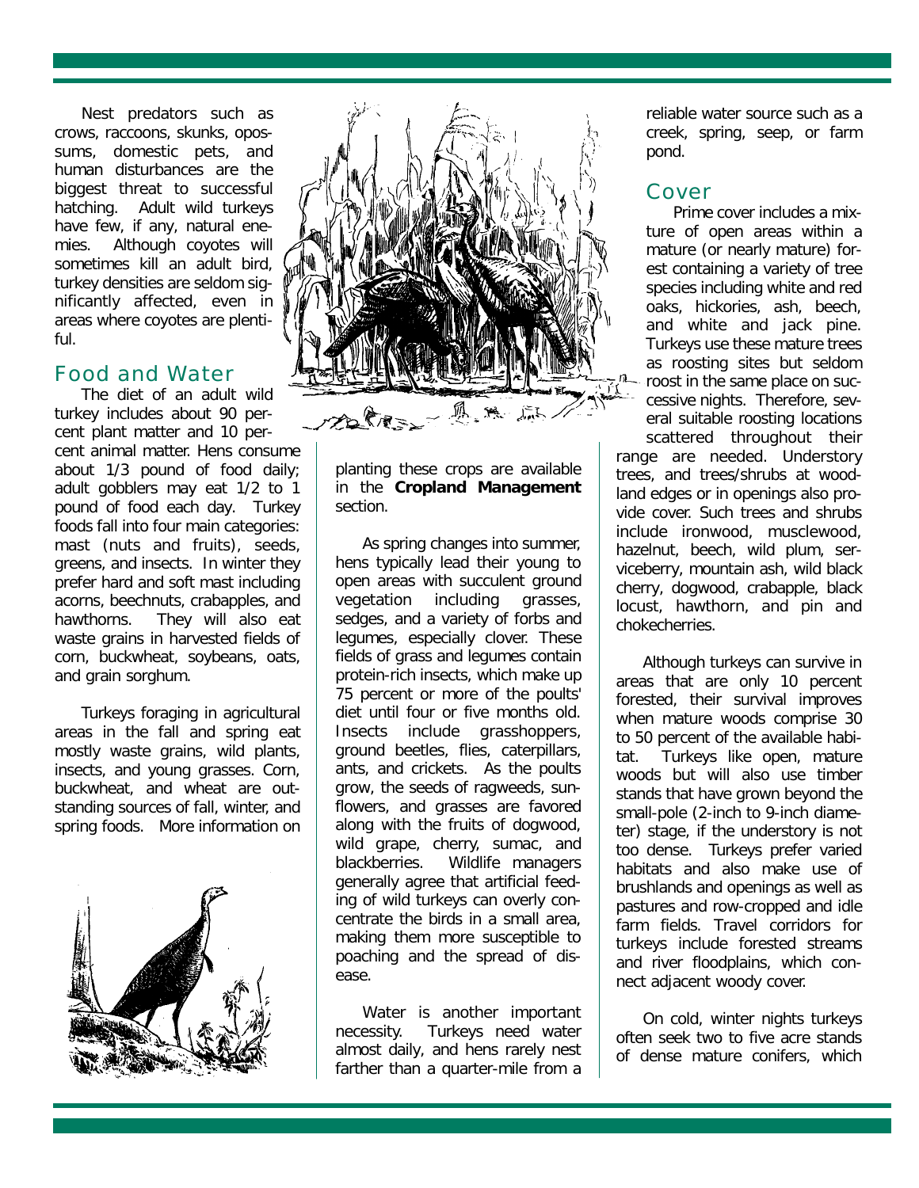Nest predators such as crows, raccoons, skunks, opossums, domestic pets, and human disturbances are the biggest threat to successful hatching. Adult wild turkeys have few, if any, natural enemies. Although coyotes will sometimes kill an adult bird, turkey densities are seldom significantly affected, even in areas where coyotes are plentiful.

## Food and Water

The diet of an adult wild turkey includes about 90 percent plant matter and 10 percent animal matter. Hens consume about 1/3 pound of food daily; adult gobblers may eat 1/2 to 1 pound of food each day. Turkey foods fall into four main categories: mast (nuts and fruits), seeds, greens, and insects. In winter they prefer hard and soft mast including acorns, beechnuts, crabapples, and hawthorns. They will also eat waste grains in harvested fields of corn, buckwheat, soybeans, oats, and grain sorghum.

Turkeys foraging in agricultural areas in the fall and spring eat mostly waste grains, wild plants, insects, and young grasses. Corn, buckwheat, and wheat are outstanding sources of fall, winter, and spring foods. More information on planting these crops are available in the **Cropland Management** section.

As spring changes into summer, hens typically lead their young to open areas with succulent ground vegetation including grasses, sedges, and a variety of forbs and legumes, especially clover. These fields of grass and legumes contain protein-rich insects, which make up 75 percent or more of the poults' diet until four or five months old. Insects include grasshoppers, ground beetles, flies, caterpillars, ants, and crickets. As the poults grow, the seeds of ragweeds, sunflowers, and grasses are favored along with the fruits of dogwood, wild grape, cherry, sumac, and blackberries. Wildlife managers generally agree that artificial feeding of wild turkeys can overly concentrate the birds in a small area, making them more susceptible to poaching and the spread of disease.

Water is another important necessity. Turkeys need water almost daily, and hens rarely nest farther than a quarter-mile from a reliable water source such as a creek, spring, seep, or farm pond.

## Cover

Prime cover includes a mixture of open areas within a mature (or nearly mature) forest containing a variety of tree species including white and red oaks, hickories, ash, beech, and white and jack pine. Turkeys use these mature trees as roosting sites but seldom roost in the same place on successive nights. Therefore, several suitable roosting locations scattered throughout their range are needed. Understory trees, and trees/shrubs at woodland edges or in openings also provide cover. Such trees and shrubs include ironwood, musclewood, hazelnut, beech, wild plum, serviceberry, mountain ash, wild black cherry, dogwood, crabapple, black locust, hawthorn, and pin and chokecherries.

Although turkeys can survive in areas that are only 10 percent forested, their survival improves when mature woods comprise 30 to 50 percent of the available habitat. Turkeys like open, mature woods but will also use timber stands that have grown beyond the small-pole (2-inch to 9-inch diameter) stage, if the understory is not too dense. Turkeys prefer varied habitats and also make use of brushlands and openings as well as pastures and row-cropped and idle farm fields. Travel corridors for turkeys include forested streams and river floodplains, which connect adjacent woody cover.

On cold, winter nights turkeys often seek two to five acre stands of dense mature conifers, which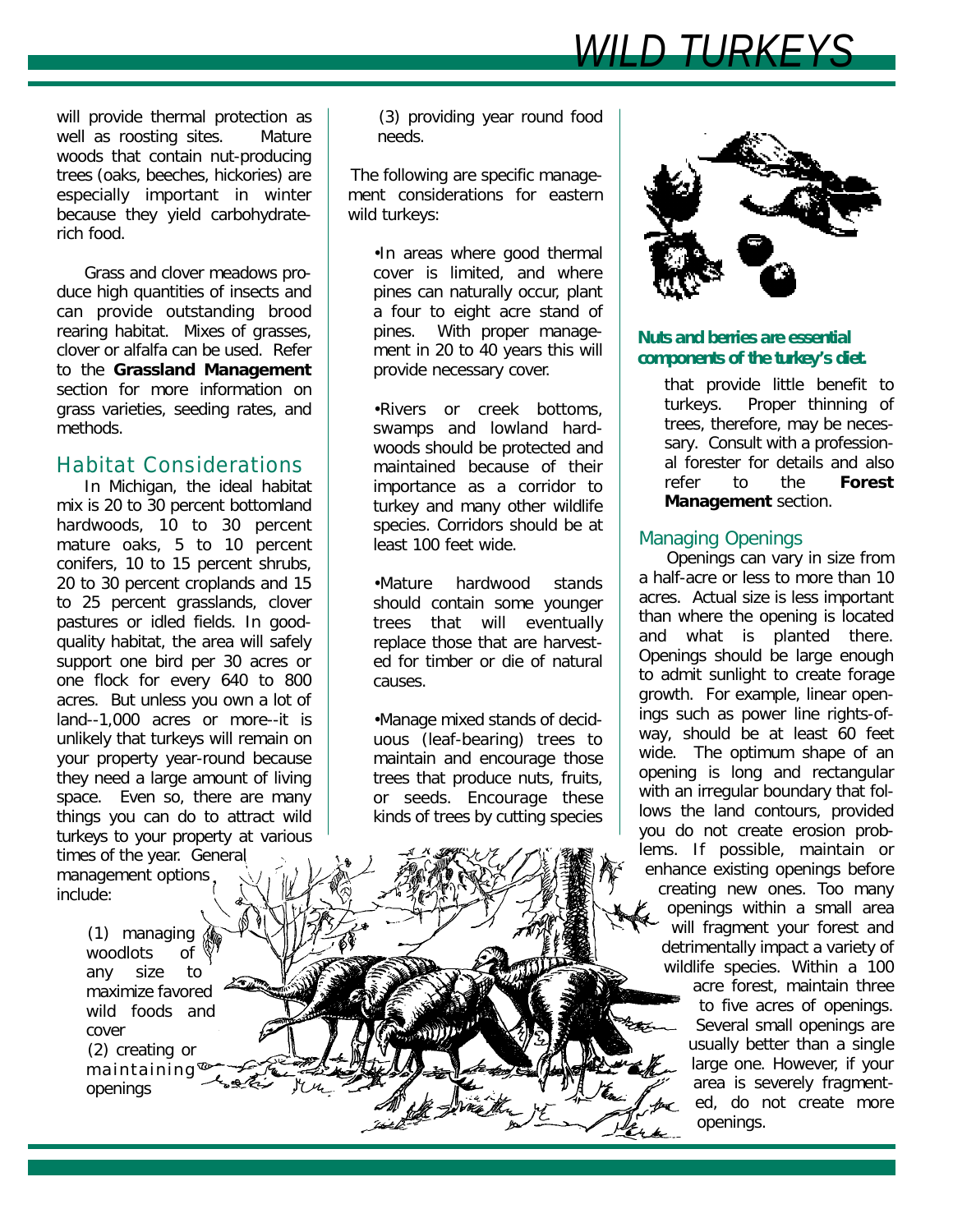will provide thermal protection as well as roosting sites. Mature woods that contain nut-producing trees (oaks, beeches, hickories) are especially important in winter because they yield carbohydrate-rich food.

Grass and clover meadows produce high quantities of insects and can provide outstanding brood rearing habitat. Mixes of grasses, clover or alfalfa can be used. Refer to the **Grassland Management** section for more information on grass varieties, seeding rates, and methods.

## Habitat Considerations

In Michigan, the ideal habitat mix is 20 to 30 percent bottomland hardwoods, 10 to 30 percent mature oaks, 5 to 10 percent conifers, 10 to 15 percent shrubs, 20 to 30 percent croplands and 15 to 25 percent grasslands, clover pastures or idled fields. In good-quality habitat, the area will safely support one bird per 30 acres or one flock for every 640 to 800 acres. But unless you own a lot of land--1,000 acres or more--it is unlikely that turkeys will remain on your property year-round because they need a large amount of living space. Even so, there are many things you can do to attract wild turkeys to your property at various times of the year. General management options include:

(1) managing woodlots of any size to maximize favored wild foods and cover
(2) creating or maintaining openings
(3) providing year round food needs.

The following are specific management considerations for eastern wild turkeys:

- In areas where good thermal cover is limited, and where pines can naturally occur, plant a four to eight acre stand of pines. With proper management in 20 to 40 years this will provide necessary cover.
- Rivers or creek bottoms, swamps and lowland hardwoods should be protected and maintained because of their importance as a corridor to turkey and many other wildlife species. Corridors should be at least 100 feet wide.
- Mature hardwood stands should contain some younger trees that will eventually replace those that are harvested for timber or die of natural causes.
- Manage mixed stands of deciduous (leaf-bearing) trees to maintain and encourage those trees that produce nuts, fruits, or seeds. Encourage these kinds of trees by cutting species that provide little benefit to turkeys. Proper thinning of trees, therefore, may be necessary. Consult with a professional forester for details and also refer to the **Forest Management** section.

**Nuts and berries are essential components of the turkey's diet.**

## Managing Openings

Openings can vary in size from a half-acre or less to more than 10 acres. Actual size is less important than where the opening is located and what is planted there. Openings should be large enough to admit sunlight to create forage growth. For example, linear openings such as power line rights-of-way, should be at least 60 feet wide. The optimum shape of an opening is long and rectangular with an irregular boundary that follows the land contours, provided you do not create erosion problems. If possible, maintain or enhance existing openings before creating new ones. Too many openings within a small area will fragment your forest and detrimentally impact a variety of wildlife species. Within a 100 acre forest, maintain three to five acres of openings. Several small openings are usually better than a single large one. However, if your area is severely fragmented, do not create more openings.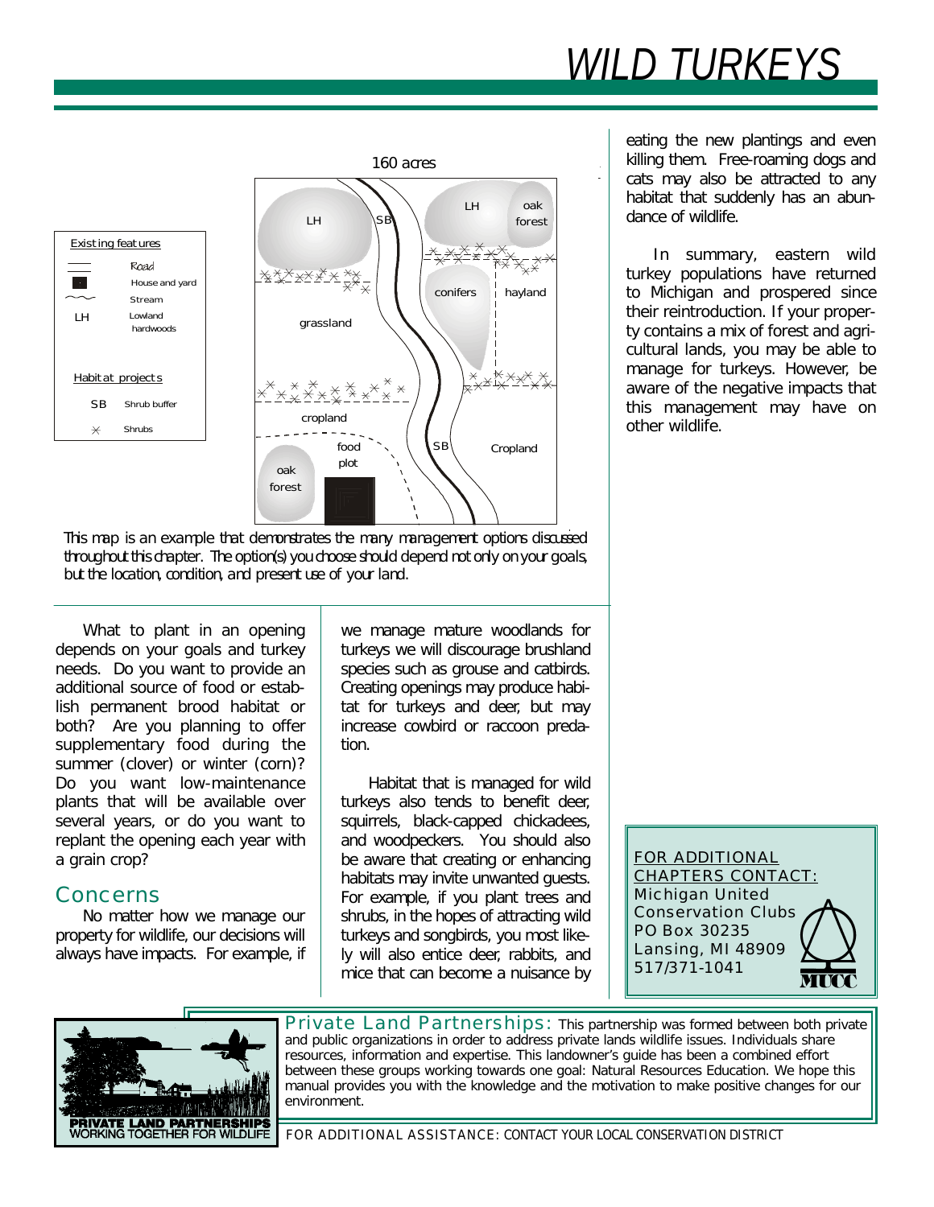# WILD TURKEYS

160 acres

Existing features

Road

House and yard

Stream

LH Lowland hardwoods

Habitat projects

SB Shrub buffer

Shrubs

LH

SB

LH

oak forest

conifers

hayland

grassland

cropland

food plot

SB

Cropland

oak forest

*This map is an example that demonstrates the many management options discussed throughout this chapter. The option(s) you choose should depend not only on your goals, but the location, condition, and present use of your land.*

What to plant in an opening depends on your goals and turkey needs. Do you want to provide an additional source of food or establish permanent brood habitat or both? Are you planning to offer supplementary food during the summer (clover) or winter (corn)? Do you want low-maintenance plants that will be available over several years, or do you want to replant the opening each year with a grain crop?

## Concerns

No matter how we manage our property for wildlife, our decisions will always have impacts. For example, if we manage mature woodlands for turkeys we will discourage brushland species such as grouse and catbirds. Creating openings may produce habitat for turkeys and deer, but may increase cowbird or raccoon predation.

Habitat that is managed for wild turkeys also tends to benefit deer, squirrels, black-capped chickadees, and woodpeckers. You should also be aware that creating or enhancing habitats may invite unwanted guests. For example, if you plant trees and shrubs, in the hopes of attracting wild turkeys and songbirds, you most likely will also entice deer, rabbits, and mice that can become a nuisance by eating the new plantings and even killing them. Free-roaming dogs and cats may also be attracted to any habitat that suddenly has an abundance of wildlife.

In summary, eastern wild turkey populations have returned to Michigan and prospered since their reintroduction. If your property contains a mix of forest and agricultural lands, you may be able to manage for turkeys. However, be aware of the negative impacts that this management may have on other wildlife.

FOR ADDITIONAL CHAPTERS CONTACT:
Michigan United Conservation Clubs
PO Box 30235
Lansing, MI 48909
517/371-1041

MUCC

PRIVATE LAND PARTNERSHIPS
WORKING TOGETHER FOR WILDLIFE

**Private Land Partnerships:** This partnership was formed between both private and public organizations in order to address private lands wildlife issues. Individuals share resources, information and expertise. This landowner's guide has been a combined effort between these groups working towards one goal: Natural Resources Education. We hope this manual provides you with the knowledge and the motivation to make positive changes for our environment.

FOR ADDITIONAL ASSISTANCE: CONTACT YOUR LOCAL CONSERVATION DISTRICT